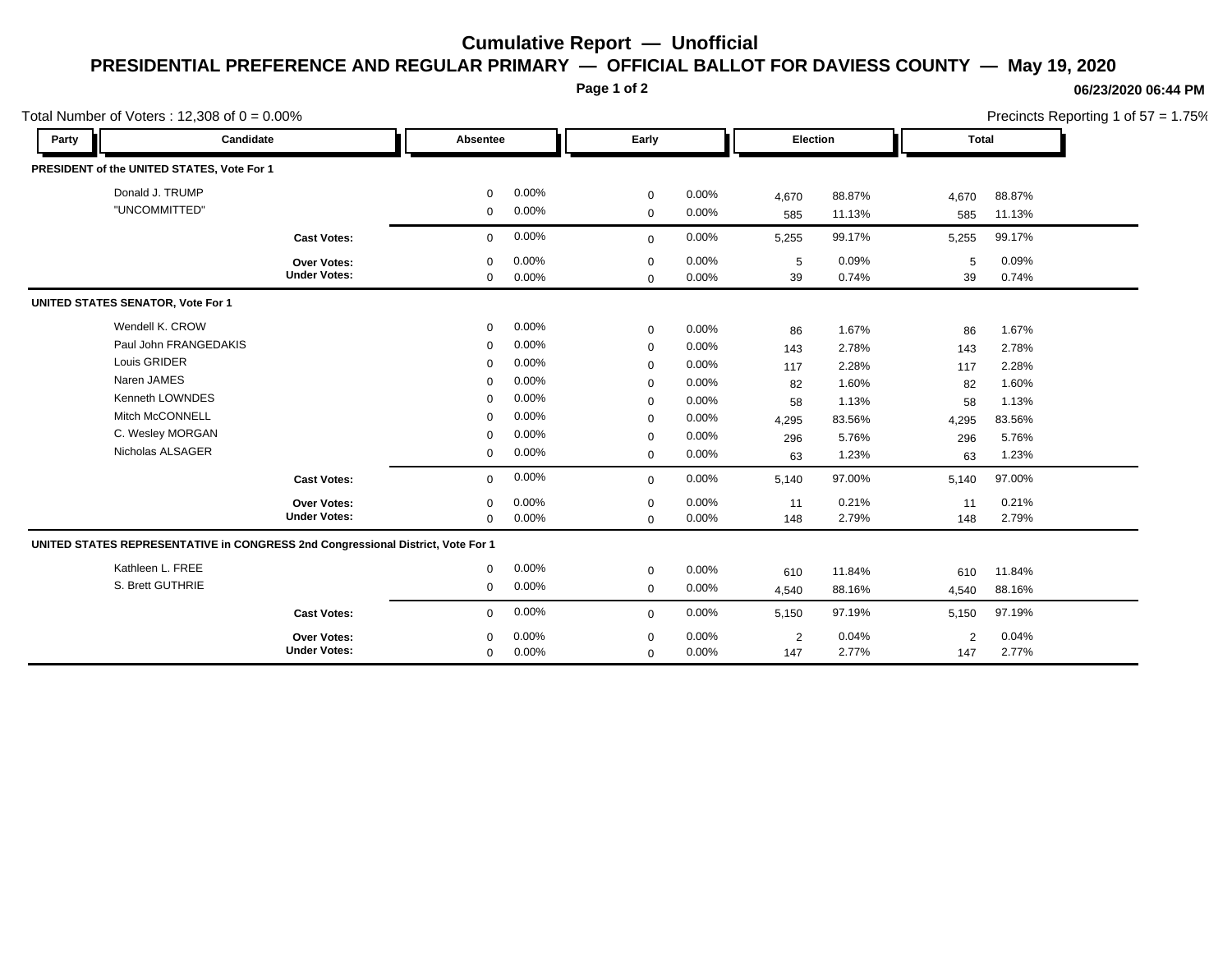# Cumulative Report — Unofficial

## PRESIDENTIAL PREFERENCE AND REGULAR PRIMARY — OFFICIAL BALLOT FOR DAVIESS COUNTY — May 19, 2020

06/23/2020 06:44 PM

Total Number of Voters : 12,308 of 0 = 0.00%

Precincts Reporting 1 of 57 = 1.75%

| Party | Candidate | Absentee | | Early | | Election | | Total | |
|---|---|---|---|---|---|---|---|---|---|
| **PRESIDENT of the UNITED STATES, Vote For 1** | | | | | | | | | |
| | Donald J. TRUMP | 0 | 0.00% | 0 | 0.00% | 4,670 | 88.87% | 4,670 | 88.87% |
| | "UNCOMMITTED" | 0 | 0.00% | 0 | 0.00% | 585 | 11.13% | 585 | 11.13% |
| | **Cast Votes:** | 0 | 0.00% | 0 | 0.00% | 5,255 | 99.17% | 5,255 | 99.17% |
| | **Over Votes:** | 0 | 0.00% | 0 | 0.00% | 5 | 0.09% | 5 | 0.09% |
| | **Under Votes:** | 0 | 0.00% | 0 | 0.00% | 39 | 0.74% | 39 | 0.74% |
| **UNITED STATES SENATOR, Vote For 1** | | | | | | | | | |
| | Wendell K. CROW | 0 | 0.00% | 0 | 0.00% | 86 | 1.67% | 86 | 1.67% |
| | Paul John FRANGEDAKIS | 0 | 0.00% | 0 | 0.00% | 143 | 2.78% | 143 | 2.78% |
| | Louis GRIDER | 0 | 0.00% | 0 | 0.00% | 117 | 2.28% | 117 | 2.28% |
| | Naren JAMES | 0 | 0.00% | 0 | 0.00% | 82 | 1.60% | 82 | 1.60% |
| | Kenneth LOWNDES | 0 | 0.00% | 0 | 0.00% | 58 | 1.13% | 58 | 1.13% |
| | Mitch McCONNELL | 0 | 0.00% | 0 | 0.00% | 4,295 | 83.56% | 4,295 | 83.56% |
| | C. Wesley MORGAN | 0 | 0.00% | 0 | 0.00% | 296 | 5.76% | 296 | 5.76% |
| | Nicholas ALSAGER | 0 | 0.00% | 0 | 0.00% | 63 | 1.23% | 63 | 1.23% |
| | **Cast Votes:** | 0 | 0.00% | 0 | 0.00% | 5,140 | 97.00% | 5,140 | 97.00% |
| | **Over Votes:** | 0 | 0.00% | 0 | 0.00% | 11 | 0.21% | 11 | 0.21% |
| | **Under Votes:** | 0 | 0.00% | 0 | 0.00% | 148 | 2.79% | 148 | 2.79% |
| **UNITED STATES REPRESENTATIVE in CONGRESS 2nd Congressional District, Vote For 1** | | | | | | | | | |
| | Kathleen L. FREE | 0 | 0.00% | 0 | 0.00% | 610 | 11.84% | 610 | 11.84% |
| | S. Brett GUTHRIE | 0 | 0.00% | 0 | 0.00% | 4,540 | 88.16% | 4,540 | 88.16% |
| | **Cast Votes:** | 0 | 0.00% | 0 | 0.00% | 5,150 | 97.19% | 5,150 | 97.19% |
| | **Over Votes:** | 0 | 0.00% | 0 | 0.00% | 2 | 0.04% | 2 | 0.04% |
| | **Under Votes:** | 0 | 0.00% | 0 | 0.00% | 147 | 2.77% | 147 | 2.77% |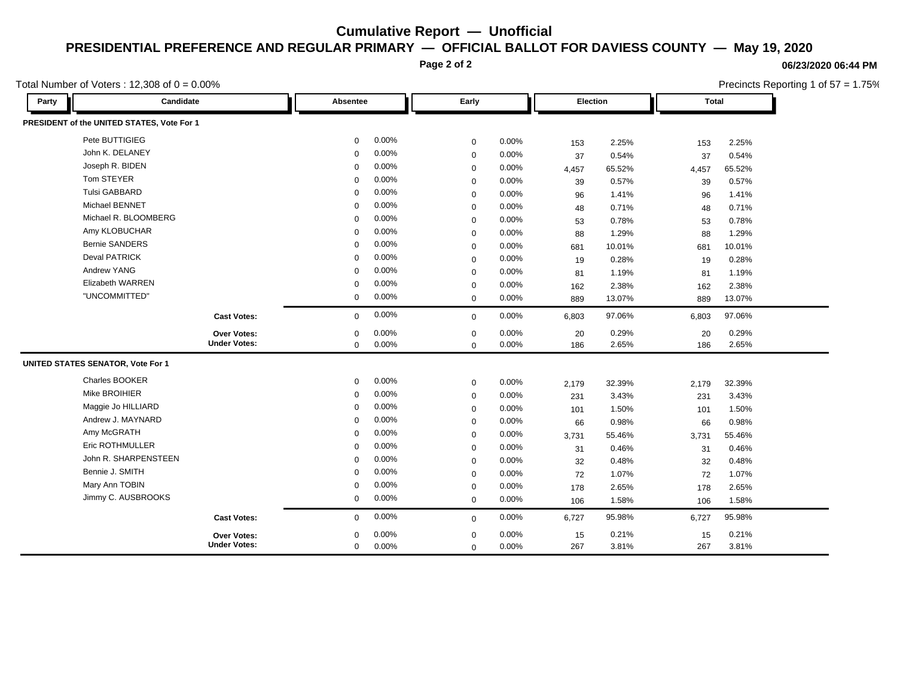# Cumulative Report — Unofficial

## PRESIDENTIAL PREFERENCE AND REGULAR PRIMARY — OFFICIAL BALLOT FOR DAVIESS COUNTY — May 19, 2020

06/23/2020 06:44 PM

Total Number of Voters : 12,308 of 0 = 0.00%

Precincts Reporting 1 of 57 = 1.75%

| Party | Candidate | Absentee | | Early | | Election | | Total | |
|---|---|---|---|---|---|---|---|---|---|
| **PRESIDENT of the UNITED STATES, Vote For 1** | | | | | | | | | |
| | Pete BUTTIGIEG | 0 | 0.00% | 0 | 0.00% | 153 | 2.25% | 153 | 2.25% |
| | John K. DELANEY | 0 | 0.00% | 0 | 0.00% | 37 | 0.54% | 37 | 0.54% |
| | Joseph R. BIDEN | 0 | 0.00% | 0 | 0.00% | 4,457 | 65.52% | 4,457 | 65.52% |
| | Tom STEYER | 0 | 0.00% | 0 | 0.00% | 39 | 0.57% | 39 | 0.57% |
| | Tulsi GABBARD | 0 | 0.00% | 0 | 0.00% | 96 | 1.41% | 96 | 1.41% |
| | Michael BENNET | 0 | 0.00% | 0 | 0.00% | 48 | 0.71% | 48 | 0.71% |
| | Michael R. BLOOMBERG | 0 | 0.00% | 0 | 0.00% | 53 | 0.78% | 53 | 0.78% |
| | Amy KLOBUCHAR | 0 | 0.00% | 0 | 0.00% | 88 | 1.29% | 88 | 1.29% |
| | Bernie SANDERS | 0 | 0.00% | 0 | 0.00% | 681 | 10.01% | 681 | 10.01% |
| | Deval PATRICK | 0 | 0.00% | 0 | 0.00% | 19 | 0.28% | 19 | 0.28% |
| | Andrew YANG | 0 | 0.00% | 0 | 0.00% | 81 | 1.19% | 81 | 1.19% |
| | Elizabeth WARREN | 0 | 0.00% | 0 | 0.00% | 162 | 2.38% | 162 | 2.38% |
| | "UNCOMMITTED" | 0 | 0.00% | 0 | 0.00% | 889 | 13.07% | 889 | 13.07% |
| | **Cast Votes:** | 0 | 0.00% | 0 | 0.00% | 6,803 | 97.06% | 6,803 | 97.06% |
| | **Over Votes:** | 0 | 0.00% | 0 | 0.00% | 20 | 0.29% | 20 | 0.29% |
| | **Under Votes:** | 0 | 0.00% | 0 | 0.00% | 186 | 2.65% | 186 | 2.65% |
| **UNITED STATES SENATOR, Vote For 1** | | | | | | | | | |
| | Charles BOOKER | 0 | 0.00% | 0 | 0.00% | 2,179 | 32.39% | 2,179 | 32.39% |
| | Mike BROIHIER | 0 | 0.00% | 0 | 0.00% | 231 | 3.43% | 231 | 3.43% |
| | Maggie Jo HILLIARD | 0 | 0.00% | 0 | 0.00% | 101 | 1.50% | 101 | 1.50% |
| | Andrew J. MAYNARD | 0 | 0.00% | 0 | 0.00% | 66 | 0.98% | 66 | 0.98% |
| | Amy McGRATH | 0 | 0.00% | 0 | 0.00% | 3,731 | 55.46% | 3,731 | 55.46% |
| | Eric ROTHMULLER | 0 | 0.00% | 0 | 0.00% | 31 | 0.46% | 31 | 0.46% |
| | John R. SHARPENSTEEN | 0 | 0.00% | 0 | 0.00% | 32 | 0.48% | 32 | 0.48% |
| | Bennie J. SMITH | 0 | 0.00% | 0 | 0.00% | 72 | 1.07% | 72 | 1.07% |
| | Mary Ann TOBIN | 0 | 0.00% | 0 | 0.00% | 178 | 2.65% | 178 | 2.65% |
| | Jimmy C. AUSBROOKS | 0 | 0.00% | 0 | 0.00% | 106 | 1.58% | 106 | 1.58% |
| | **Cast Votes:** | 0 | 0.00% | 0 | 0.00% | 6,727 | 95.98% | 6,727 | 95.98% |
| | **Over Votes:** | 0 | 0.00% | 0 | 0.00% | 15 | 0.21% | 15 | 0.21% |
| | **Under Votes:** | 0 | 0.00% | 0 | 0.00% | 267 | 3.81% | 267 | 3.81% |